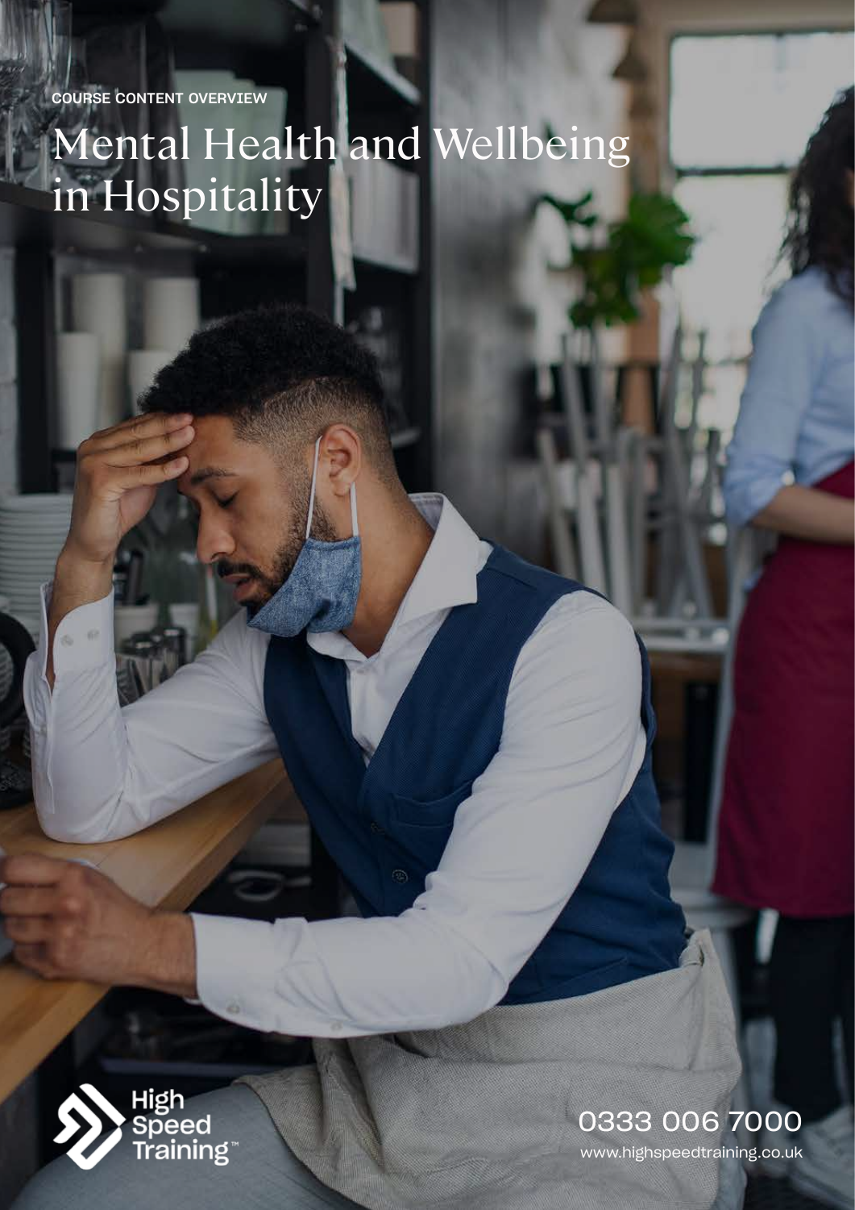COURSE CONTENT OVERVIEW

# Mental Health and Wellbeing in Hospitality

High Speed Training™

0333 006 7000

www.highspeedtraining.co.uk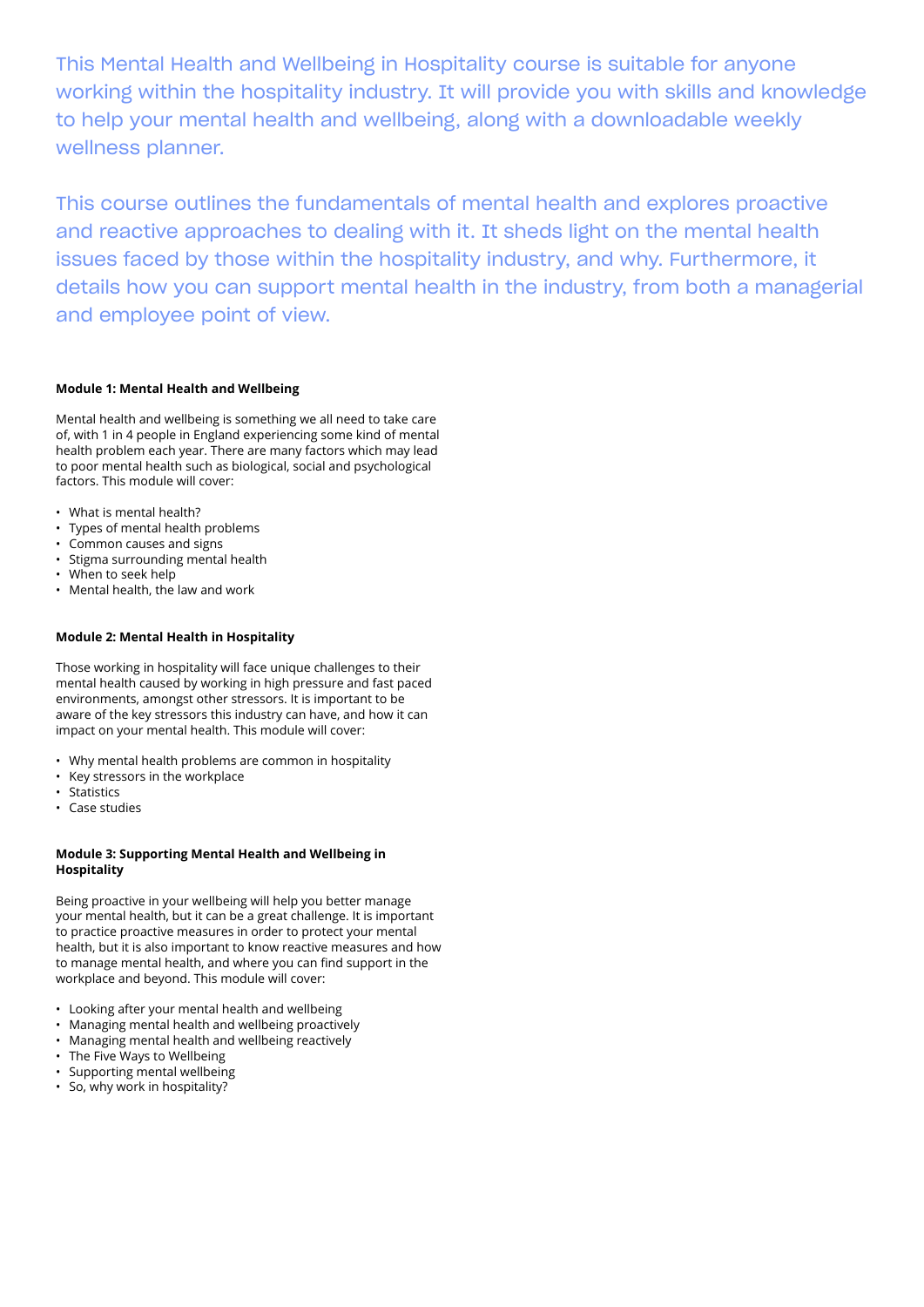This Mental Health and Wellbeing in Hospitality course is suitable for anyone working within the hospitality industry. It will provide you with skills and knowledge to help your mental health and wellbeing, along with a downloadable weekly wellness planner.

This course outlines the fundamentals of mental health and explores proactive and reactive approaches to dealing with it. It sheds light on the mental health issues faced by those within the hospitality industry, and why. Furthermore, it details how you can support mental health in the industry, from both a managerial and employee point of view.

**Module 1: Mental Health and Wellbeing**

Mental health and wellbeing is something we all need to take care of, with 1 in 4 people in England experiencing some kind of mental health problem each year. There are many factors which may lead to poor mental health such as biological, social and psychological factors. This module will cover:

- What is mental health?
- Types of mental health problems
- Common causes and signs
- Stigma surrounding mental health
- When to seek help
- Mental health, the law and work

**Module 2: Mental Health in Hospitality**

Those working in hospitality will face unique challenges to their mental health caused by working in high pressure and fast paced environments, amongst other stressors. It is important to be aware of the key stressors this industry can have, and how it can impact on your mental health. This module will cover:

- Why mental health problems are common in hospitality
- Key stressors in the workplace
- Statistics
- Case studies

**Module 3: Supporting Mental Health and Wellbeing in Hospitality**

Being proactive in your wellbeing will help you better manage your mental health, but it can be a great challenge. It is important to practice proactive measures in order to protect your mental health, but it is also important to know reactive measures and how to manage mental health, and where you can find support in the workplace and beyond. This module will cover:

- Looking after your mental health and wellbeing
- Managing mental health and wellbeing proactively
- Managing mental health and wellbeing reactively
- The Five Ways to Wellbeing
- Supporting mental wellbeing
- So, why work in hospitality?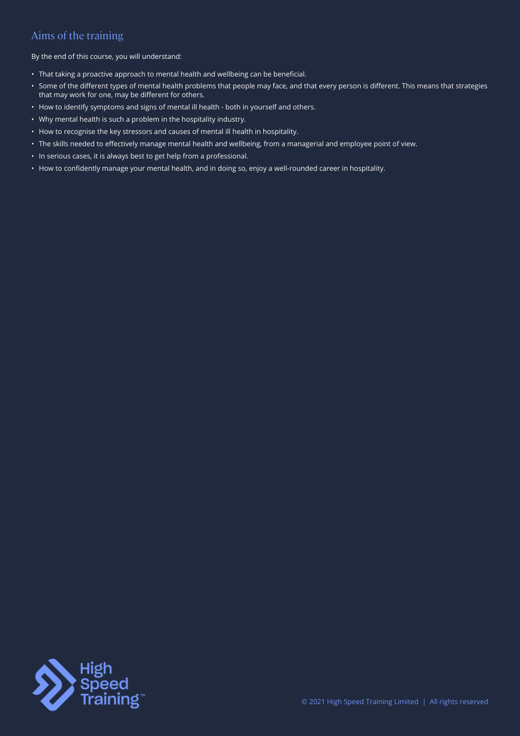## Aims of the training

By the end of this course, you will understand:

- That taking a proactive approach to mental health and wellbeing can be beneficial.
- Some of the different types of mental health problems that people may face, and that every person is different. This means that strategies that may work for one, may be different for others.
- How to identify symptoms and signs of mental ill health - both in yourself and others.
- Why mental health is such a problem in the hospitality industry.
- How to recognise the key stressors and causes of mental ill health in hospitality.
- The skills needed to effectively manage mental health and wellbeing, from a managerial and employee point of view.
- In serious cases, it is always best to get help from a professional.
- How to confidently manage your mental health, and in doing so, enjoy a well-rounded career in hospitality.